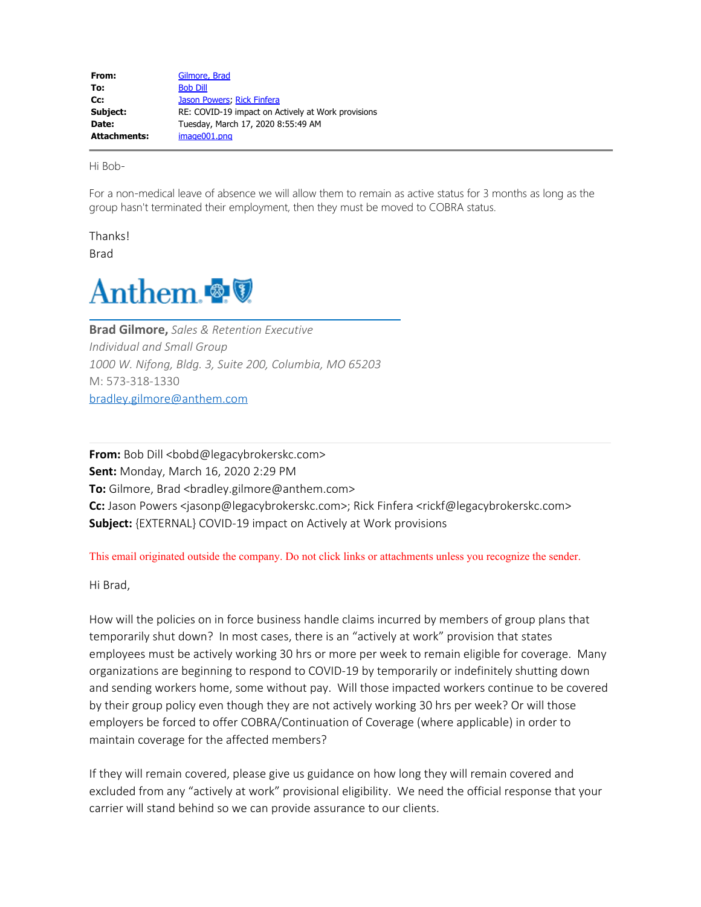|  |  |
|---|---|
| **From:** | Gilmore, Brad |
| **To:** | Bob Dill |
| **Cc:** | Jason Powers; Rick Finfera |
| **Subject:** | RE: COVID-19 impact on Actively at Work provisions |
| **Date:** | Tuesday, March 17, 2020 8:55:49 AM |
| **Attachments:** | image001.png |

Hi Bob-

For a non-medical leave of absence we will allow them to remain as active status for 3 months as long as the group hasn't terminated their employment, then they must be moved to COBRA status.

Thanks!
Brad

Anthem

**Brad Gilmore,** *Sales & Retention Executive*
*Individual and Small Group*
*1000 W. Nifong, Bldg. 3, Suite 200, Columbia, MO 65203*
M: 573-318-1330
bradley.gilmore@anthem.com

---

**From:** Bob Dill <bobd@legacybrokerskc.com>
**Sent:** Monday, March 16, 2020 2:29 PM
**To:** Gilmore, Brad <bradley.gilmore@anthem.com>
**Cc:** Jason Powers <jasonp@legacybrokerskc.com>; Rick Finfera <rickf@legacybrokerskc.com>
**Subject:** {EXTERNAL} COVID-19 impact on Actively at Work provisions

This email originated outside the company. Do not click links or attachments unless you recognize the sender.

Hi Brad,

How will the policies on in force business handle claims incurred by members of group plans that temporarily shut down? In most cases, there is an "actively at work" provision that states employees must be actively working 30 hrs or more per week to remain eligible for coverage. Many organizations are beginning to respond to COVID-19 by temporarily or indefinitely shutting down and sending workers home, some without pay. Will those impacted workers continue to be covered by their group policy even though they are not actively working 30 hrs per week? Or will those employers be forced to offer COBRA/Continuation of Coverage (where applicable) in order to maintain coverage for the affected members?

If they will remain covered, please give us guidance on how long they will remain covered and excluded from any "actively at work" provisional eligibility. We need the official response that your carrier will stand behind so we can provide assurance to our clients.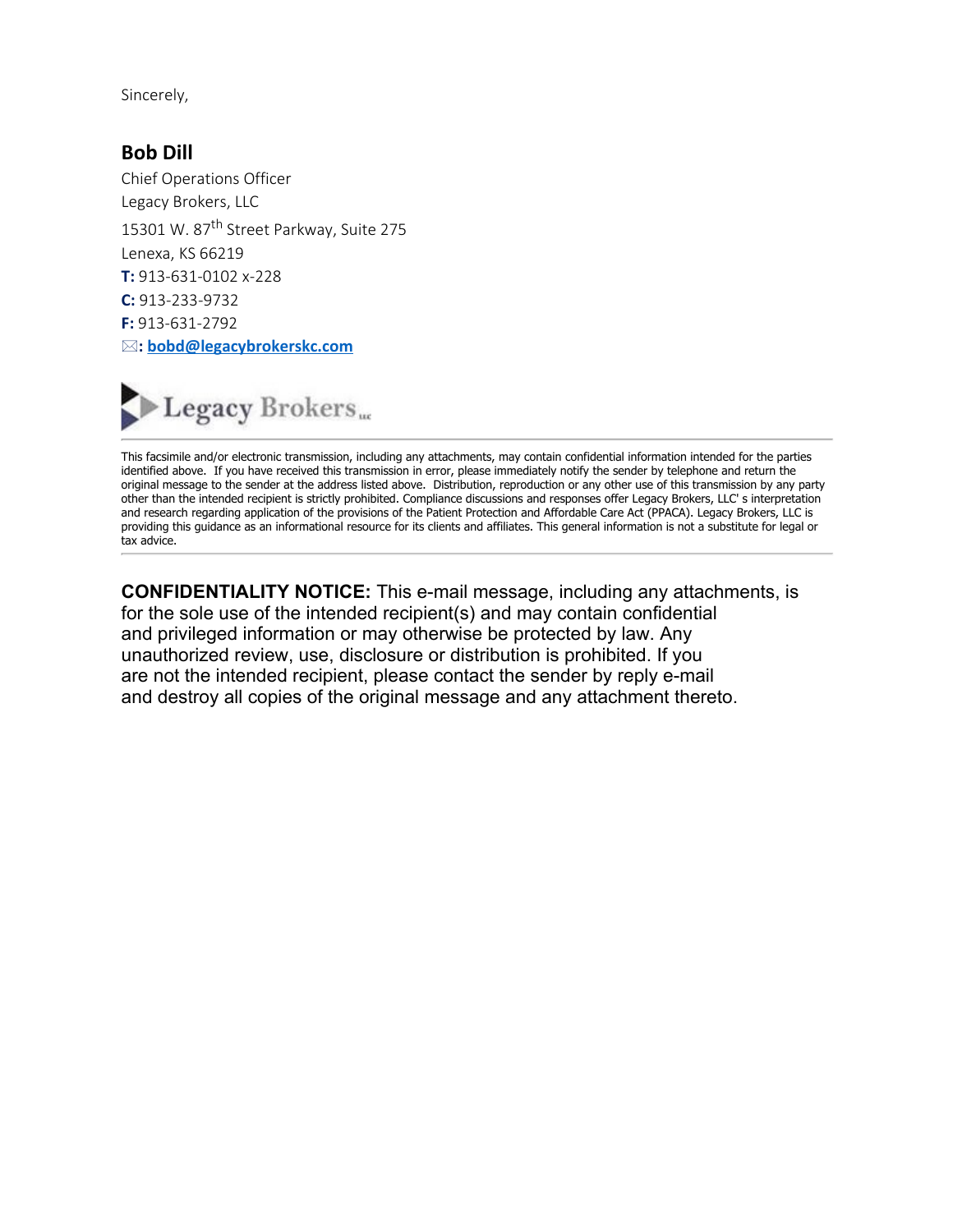Sincerely,

**Bob Dill**

Chief Operations Officer
Legacy Brokers, LLC
15301 W. 87th Street Parkway, Suite 275
Lenexa, KS 66219
**T:** 913-631-0102 x-228
**C:** 913-233-9732
**F:** 913-631-2792
✉**:** **bobd@legacybrokerskc.com**

Legacy Brokers LLC

---

This facsimile and/or electronic transmission, including any attachments, may contain confidential information intended for the parties identified above. If you have received this transmission in error, please immediately notify the sender by telephone and return the original message to the sender at the address listed above. Distribution, reproduction or any other use of this transmission by any party other than the intended recipient is strictly prohibited. Compliance discussions and responses offer Legacy Brokers, LLC' s interpretation and research regarding application of the provisions of the Patient Protection and Affordable Care Act (PPACA). Legacy Brokers, LLC is providing this guidance as an informational resource for its clients and affiliates. This general information is not a substitute for legal or tax advice.

---

**CONFIDENTIALITY NOTICE:** This e-mail message, including any attachments, is for the sole use of the intended recipient(s) and may contain confidential and privileged information or may otherwise be protected by law. Any unauthorized review, use, disclosure or distribution is prohibited. If you are not the intended recipient, please contact the sender by reply e-mail and destroy all copies of the original message and any attachment thereto.